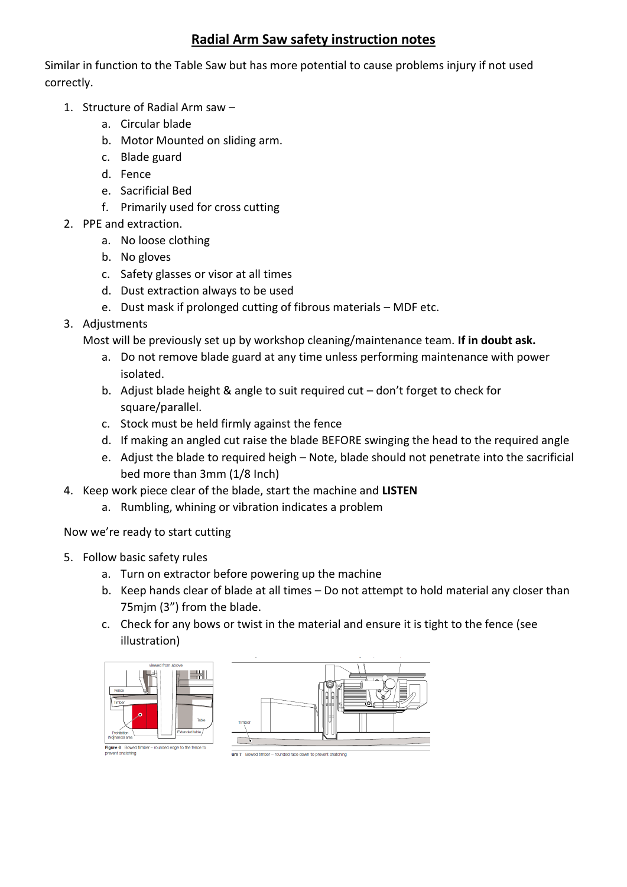# Radial Arm Saw safety instruction notes

Similar in function to the Table Saw but has more potential to cause problems injury if not used correctly.

1. Structure of Radial Arm saw –
    a. Circular blade
    b. Motor Mounted on sliding arm.
    c. Blade guard
    d. Fence
    e. Sacrificial Bed
    f. Primarily used for cross cutting
2. PPE and extraction.
    a. No loose clothing
    b. No gloves
    c. Safety glasses or visor at all times
    d. Dust extraction always to be used
    e. Dust mask if prolonged cutting of fibrous materials – MDF etc.
3. Adjustments

    Most will be previously set up by workshop cleaning/maintenance team. **If in doubt ask.**

    a. Do not remove blade guard at any time unless performing maintenance with power isolated.
    b. Adjust blade height & angle to suit required cut – don't forget to check for square/parallel.
    c. Stock must be held firmly against the fence
    d. If making an angled cut raise the blade BEFORE swinging the head to the required angle
    e. Adjust the blade to required heigh – Note, blade should not penetrate into the sacrificial bed more than 3mm (1/8 Inch)
4. Keep work piece clear of the blade, start the machine and **LISTEN**
    a. Rumbling, whining or vibration indicates a problem

Now we're ready to start cutting

5. Follow basic safety rules
    a. Turn on extractor before powering up the machine
    b. Keep hands clear of blade at all times – Do not attempt to hold material any closer than 75mjm (3") from the blade.
    c. Check for any bows or twist in the material and ensure it is tight to the fence (see illustration)

Figure 6 Bowed timber – rounded edge to the fence to prevent snatching

ure 7 Bowed timber – rounded face down to prevent snatching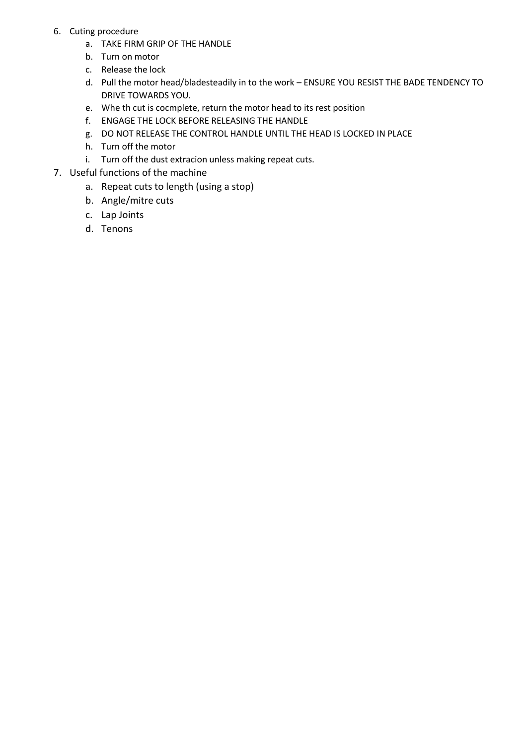6. Cuting procedure
    a. TAKE FIRM GRIP OF THE HANDLE
    b. Turn on motor
    c. Release the lock
    d. Pull the motor head/bladesteadily in to the work – ENSURE YOU RESIST THE BADE TENDENCY TO DRIVE TOWARDS YOU.
    e. Whe th cut is cocmplete, return the motor head to its rest position
    f. ENGAGE THE LOCK BEFORE RELEASING THE HANDLE
    g. DO NOT RELEASE THE CONTROL HANDLE UNTIL THE HEAD IS LOCKED IN PLACE
    h. Turn off the motor
    i. Turn off the dust extracion unless making repeat cuts.
7. Useful functions of the machine
    a. Repeat cuts to length (using a stop)
    b. Angle/mitre cuts
    c. Lap Joints
    d. Tenons